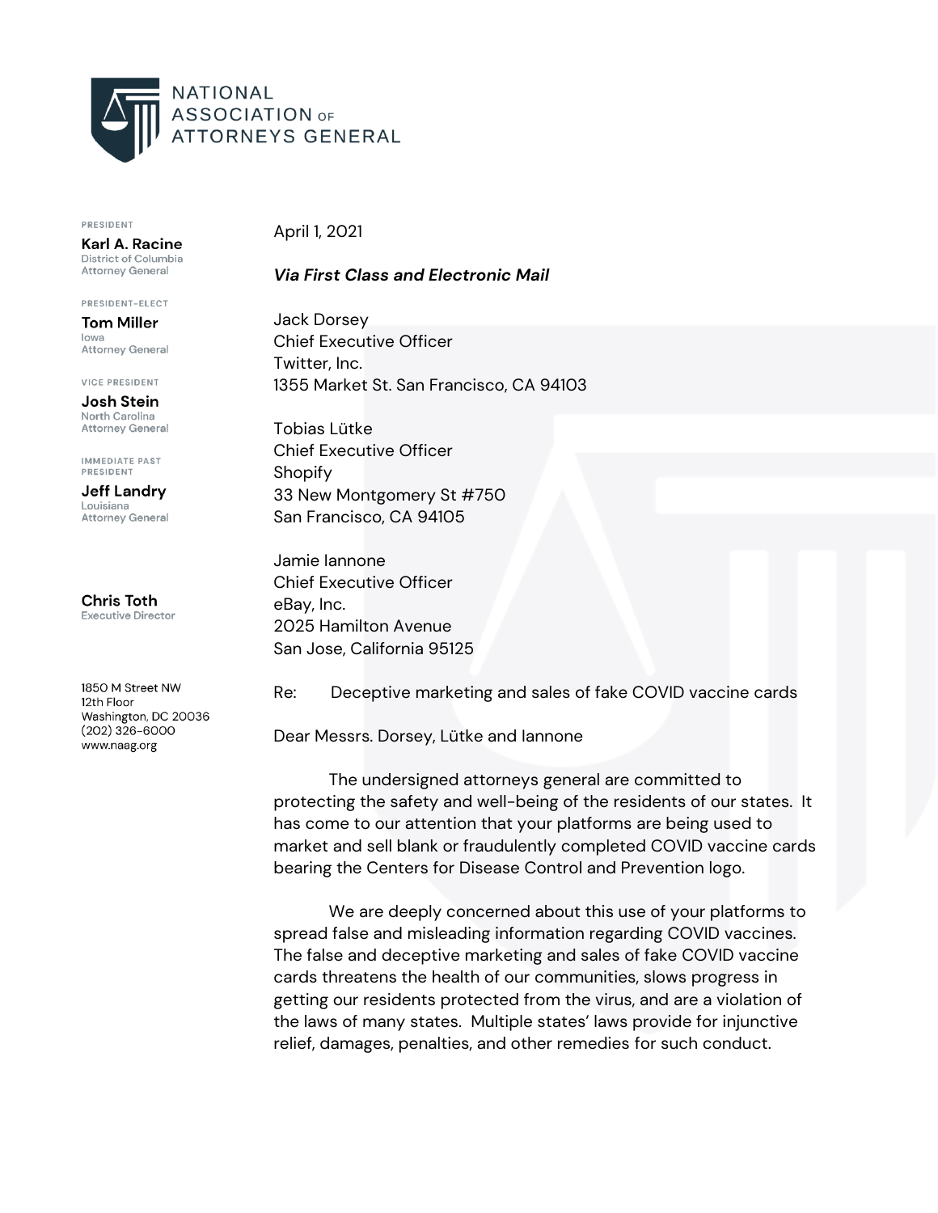# NATIONAL ASSOCIATION OF ATTORNEYS GENERAL

PRESIDENT
**Karl A. Racine**
District of Columbia
Attorney General

PRESIDENT-ELECT
**Tom Miller**
Iowa
Attorney General

VICE PRESIDENT
**Josh Stein**
North Carolina
Attorney General

IMMEDIATE PAST PRESIDENT
**Jeff Landry**
Louisiana
Attorney General

**Chris Toth**
Executive Director

1850 M Street NW
12th Floor
Washington, DC 20036
(202) 326-6000
www.naag.org

April 1, 2021

***Via First Class and Electronic Mail***

Jack Dorsey
Chief Executive Officer
Twitter, Inc.
1355 Market St. San Francisco, CA 94103

Tobias Lütke
Chief Executive Officer
Shopify
33 New Montgomery St #750
San Francisco, CA 94105

Jamie Iannone
Chief Executive Officer
eBay, Inc.
2025 Hamilton Avenue
San Jose, California 95125

Re: Deceptive marketing and sales of fake COVID vaccine cards

Dear Messrs. Dorsey, Lütke and Iannone

The undersigned attorneys general are committed to protecting the safety and well-being of the residents of our states. It has come to our attention that your platforms are being used to market and sell blank or fraudulently completed COVID vaccine cards bearing the Centers for Disease Control and Prevention logo.

We are deeply concerned about this use of your platforms to spread false and misleading information regarding COVID vaccines. The false and deceptive marketing and sales of fake COVID vaccine cards threatens the health of our communities, slows progress in getting our residents protected from the virus, and are a violation of the laws of many states. Multiple states' laws provide for injunctive relief, damages, penalties, and other remedies for such conduct.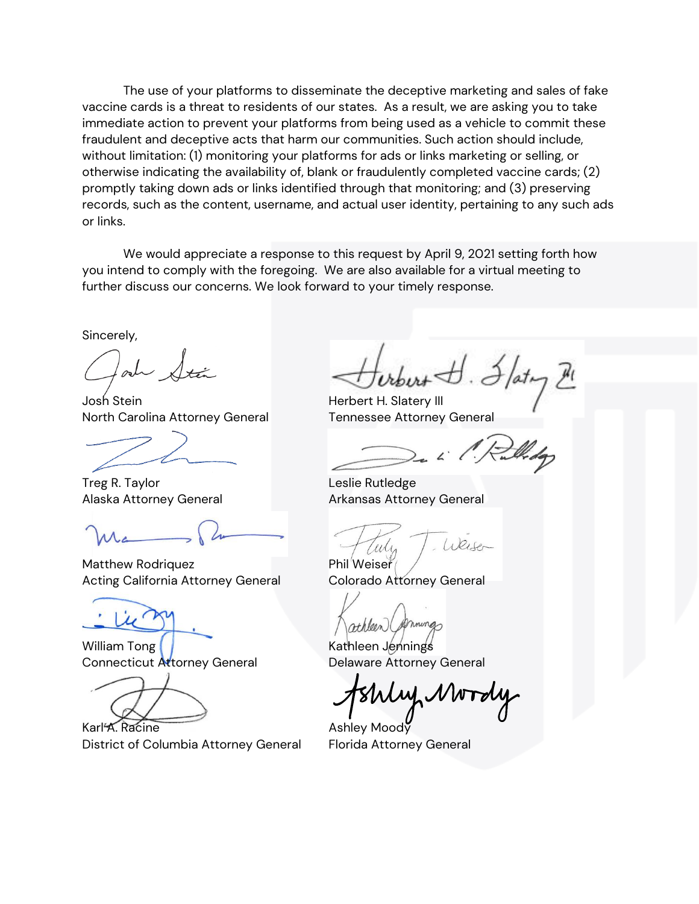The use of your platforms to disseminate the deceptive marketing and sales of fake vaccine cards is a threat to residents of our states. As a result, we are asking you to take immediate action to prevent your platforms from being used as a vehicle to commit these fraudulent and deceptive acts that harm our communities. Such action should include, without limitation: (1) monitoring your platforms for ads or links marketing or selling, or otherwise indicating the availability of, blank or fraudulently completed vaccine cards; (2) promptly taking down ads or links identified through that monitoring; and (3) preserving records, such as the content, username, and actual user identity, pertaining to any such ads or links.

We would appreciate a response to this request by April 9, 2021 setting forth how you intend to comply with the foregoing. We are also available for a virtual meeting to further discuss our concerns. We look forward to your timely response.

Sincerely,

Josh Stein
North Carolina Attorney General

Herbert H. Slatery III
Tennessee Attorney General

Treg R. Taylor
Alaska Attorney General

Leslie Rutledge
Arkansas Attorney General

Matthew Rodriquez
Acting California Attorney General

Phil Weiser
Colorado Attorney General

William Tong
Connecticut Attorney General

Kathleen Jennings
Delaware Attorney General

Karl A. Racine
District of Columbia Attorney General

Ashley Moody
Florida Attorney General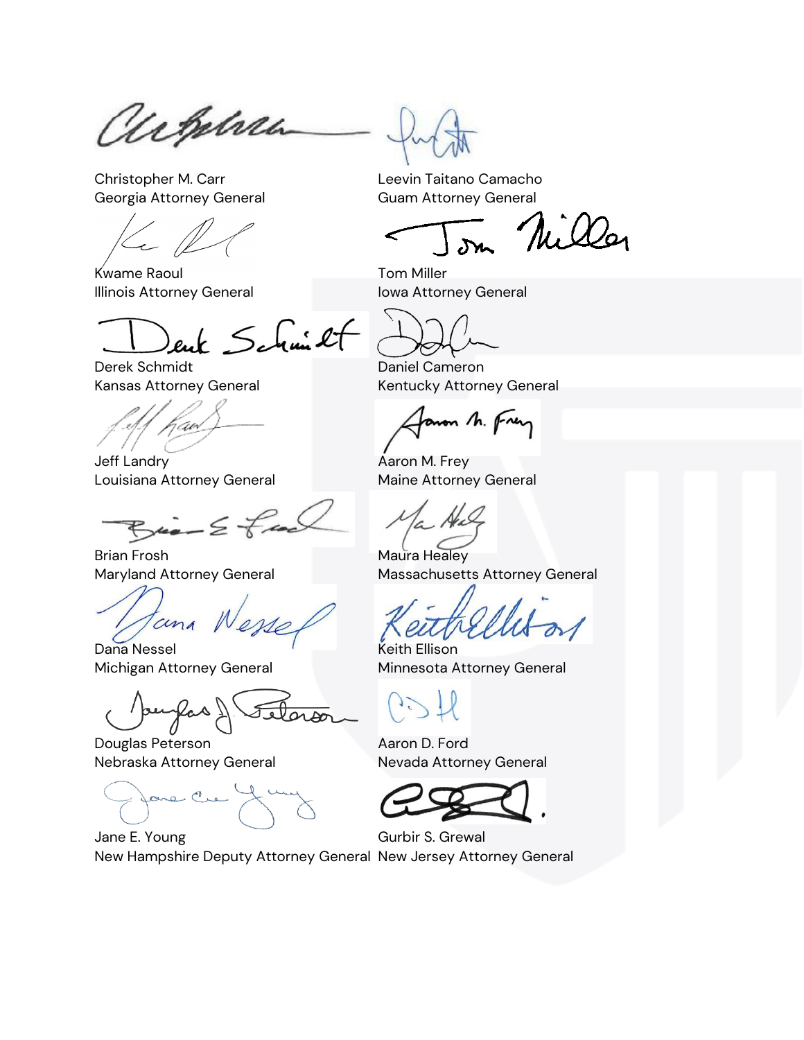Christopher M. Carr
Georgia Attorney General

Leevin Taitano Camacho
Guam Attorney General

Kwame Raoul
Illinois Attorney General

Tom Miller
Iowa Attorney General

Derek Schmidt
Kansas Attorney General

Daniel Cameron
Kentucky Attorney General

Jeff Landry
Louisiana Attorney General

Aaron M. Frey
Maine Attorney General

Brian Frosh
Maryland Attorney General

Maura Healey
Massachusetts Attorney General

Dana Nessel
Michigan Attorney General

Keith Ellison
Minnesota Attorney General

Douglas Peterson
Nebraska Attorney General

Aaron D. Ford
Nevada Attorney General

Jane E. Young
New Hampshire Deputy Attorney General

Gurbir S. Grewal
New Jersey Attorney General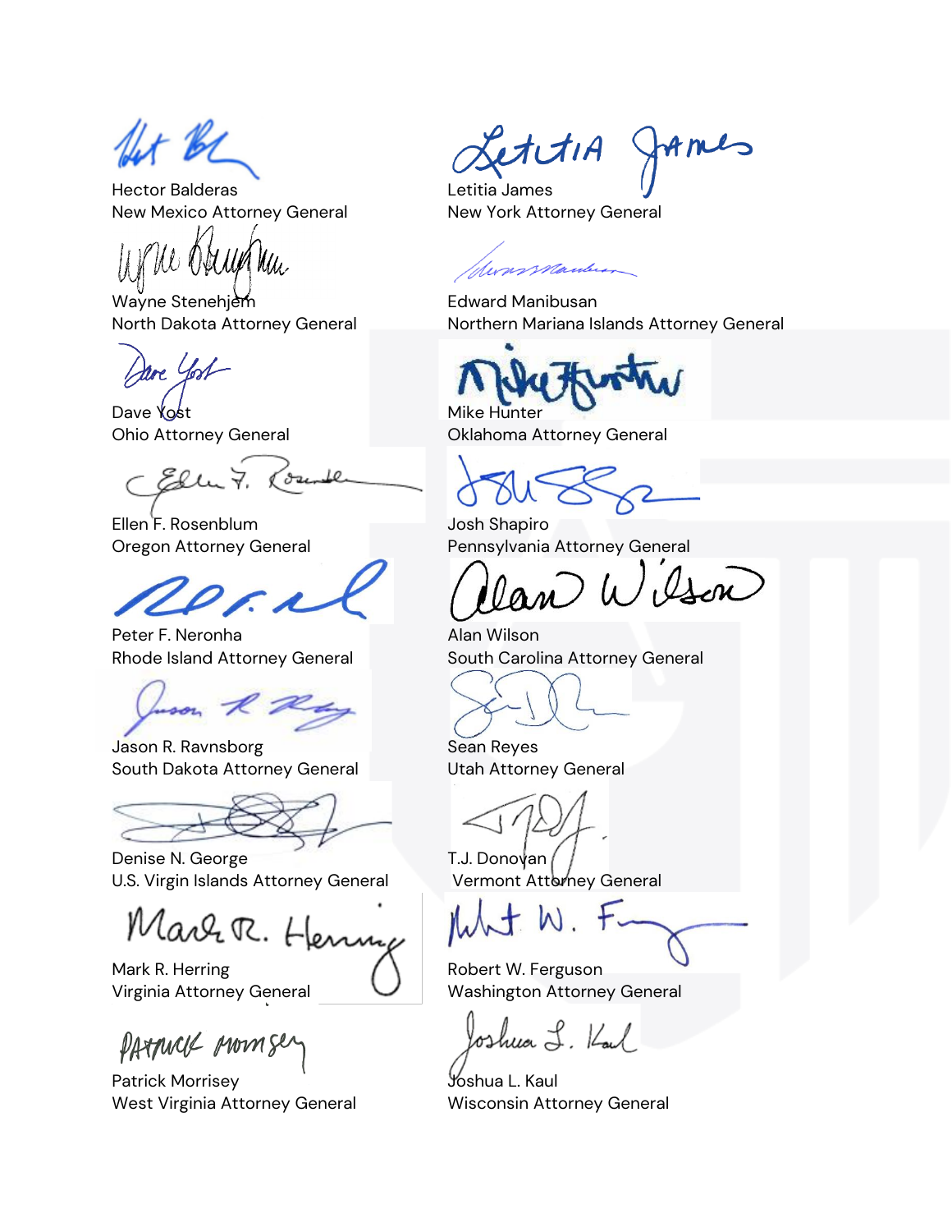Hector Balderas
New Mexico Attorney General

Letitia James
New York Attorney General

Wayne Stenehjem
North Dakota Attorney General

Edward Manibusan
Northern Mariana Islands Attorney General

Dave Yost
Ohio Attorney General

Mike Hunter
Oklahoma Attorney General

Ellen F. Rosenblum
Oregon Attorney General

Josh Shapiro
Pennsylvania Attorney General

Peter F. Neronha
Rhode Island Attorney General

Alan Wilson
South Carolina Attorney General

Jason R. Ravnsborg
South Dakota Attorney General

Sean Reyes
Utah Attorney General

Denise N. George
U.S. Virgin Islands Attorney General

T.J. Donovan
Vermont Attorney General

Mark R. Herring
Virginia Attorney General

Robert W. Ferguson
Washington Attorney General

Patrick Morrisey
West Virginia Attorney General

Joshua L. Kaul
Wisconsin Attorney General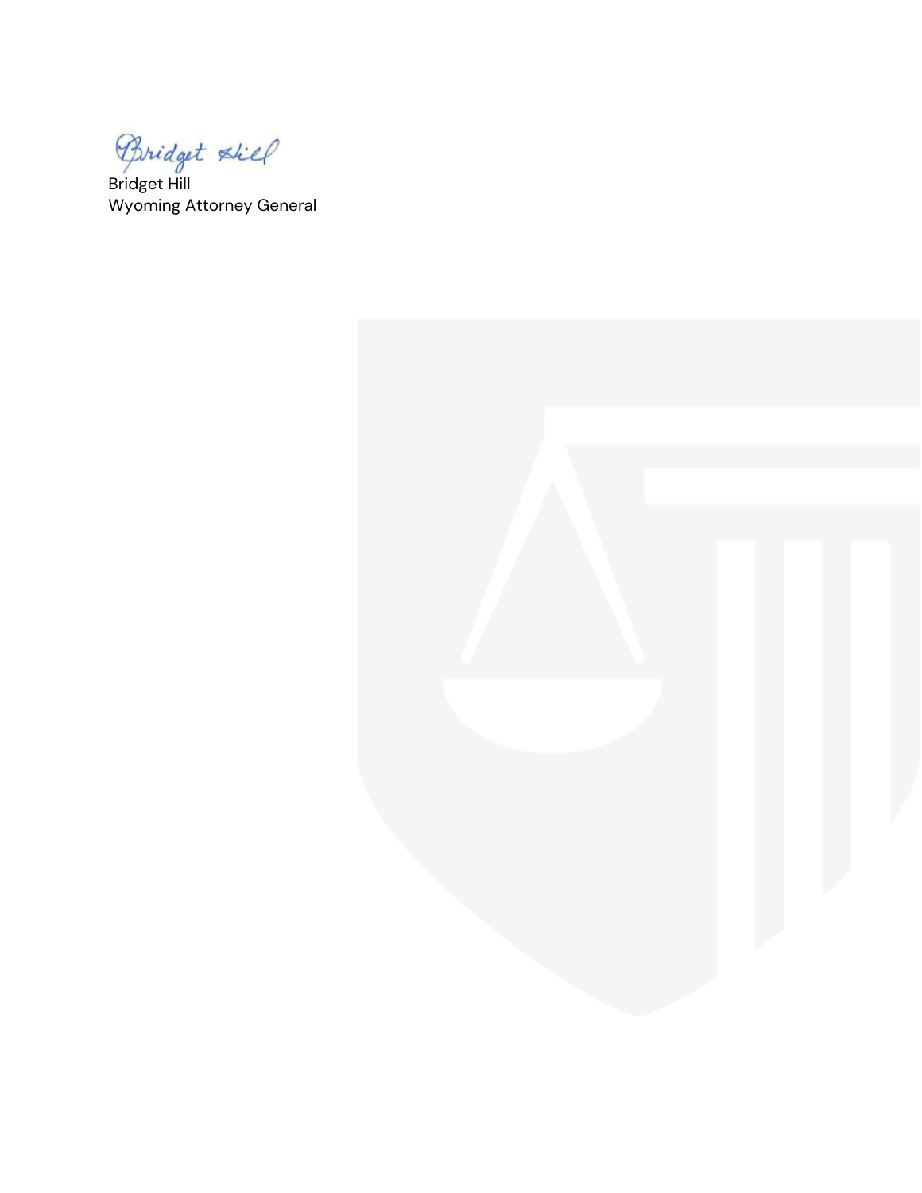Bridget Hill
Wyoming Attorney General